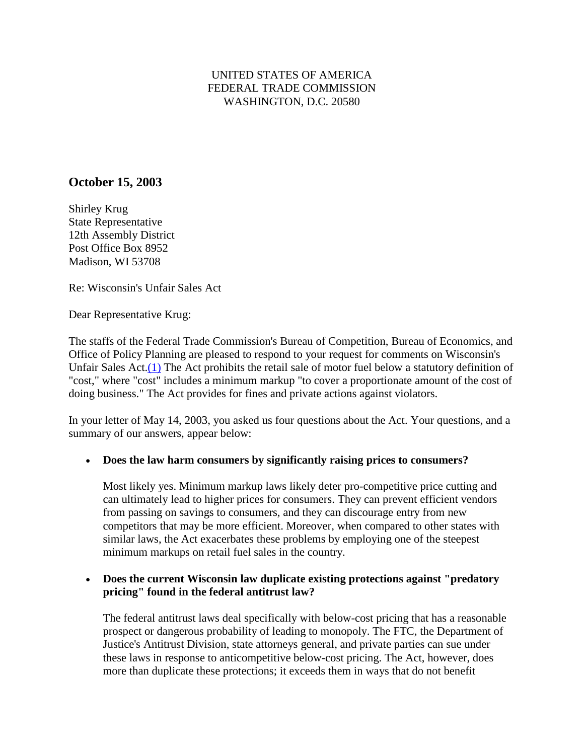UNITED STATES OF AMERICA
FEDERAL TRADE COMMISSION
WASHINGTON, D.C. 20580

## October 15, 2003

Shirley Krug
State Representative
12th Assembly District
Post Office Box 8952
Madison, WI 53708

Re: Wisconsin's Unfair Sales Act

Dear Representative Krug:

The staffs of the Federal Trade Commission's Bureau of Competition, Bureau of Economics, and Office of Policy Planning are pleased to respond to your request for comments on Wisconsin's Unfair Sales Act.(1) The Act prohibits the retail sale of motor fuel below a statutory definition of "cost," where "cost" includes a minimum markup "to cover a proportionate amount of the cost of doing business." The Act provides for fines and private actions against violators.

In your letter of May 14, 2003, you asked us four questions about the Act. Your questions, and a summary of our answers, appear below:

- **Does the law harm consumers by significantly raising prices to consumers?**

  Most likely yes. Minimum markup laws likely deter pro-competitive price cutting and can ultimately lead to higher prices for consumers. They can prevent efficient vendors from passing on savings to consumers, and they can discourage entry from new competitors that may be more efficient. Moreover, when compared to other states with similar laws, the Act exacerbates these problems by employing one of the steepest minimum markups on retail fuel sales in the country.

- **Does the current Wisconsin law duplicate existing protections against "predatory pricing" found in the federal antitrust law?**

  The federal antitrust laws deal specifically with below-cost pricing that has a reasonable prospect or dangerous probability of leading to monopoly. The FTC, the Department of Justice's Antitrust Division, state attorneys general, and private parties can sue under these laws in response to anticompetitive below-cost pricing. The Act, however, does more than duplicate these protections; it exceeds them in ways that do not benefit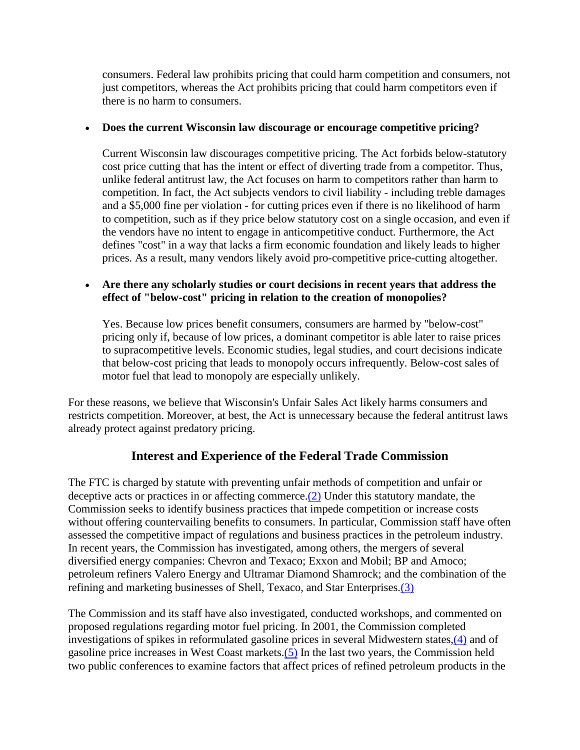consumers. Federal law prohibits pricing that could harm competition and consumers, not just competitors, whereas the Act prohibits pricing that could harm competitors even if there is no harm to consumers.

- **Does the current Wisconsin law discourage or encourage competitive pricing?**

  Current Wisconsin law discourages competitive pricing. The Act forbids below-statutory cost price cutting that has the intent or effect of diverting trade from a competitor. Thus, unlike federal antitrust law, the Act focuses on harm to competitors rather than harm to competition. In fact, the Act subjects vendors to civil liability - including treble damages and a $5,000 fine per violation - for cutting prices even if there is no likelihood of harm to competition, such as if they price below statutory cost on a single occasion, and even if the vendors have no intent to engage in anticompetitive conduct. Furthermore, the Act defines "cost" in a way that lacks a firm economic foundation and likely leads to higher prices. As a result, many vendors likely avoid pro-competitive price-cutting altogether.

- **Are there any scholarly studies or court decisions in recent years that address the effect of "below-cost" pricing in relation to the creation of monopolies?**

  Yes. Because low prices benefit consumers, consumers are harmed by "below-cost" pricing only if, because of low prices, a dominant competitor is able later to raise prices to supracompetitive levels. Economic studies, legal studies, and court decisions indicate that below-cost pricing that leads to monopoly occurs infrequently. Below-cost sales of motor fuel that lead to monopoly are especially unlikely.

For these reasons, we believe that Wisconsin's Unfair Sales Act likely harms consumers and restricts competition. Moreover, at best, the Act is unnecessary because the federal antitrust laws already protect against predatory pricing.

## Interest and Experience of the Federal Trade Commission

The FTC is charged by statute with preventing unfair methods of competition and unfair or deceptive acts or practices in or affecting commerce.(2) Under this statutory mandate, the Commission seeks to identify business practices that impede competition or increase costs without offering countervailing benefits to consumers. In particular, Commission staff have often assessed the competitive impact of regulations and business practices in the petroleum industry. In recent years, the Commission has investigated, among others, the mergers of several diversified energy companies: Chevron and Texaco; Exxon and Mobil; BP and Amoco; petroleum refiners Valero Energy and Ultramar Diamond Shamrock; and the combination of the refining and marketing businesses of Shell, Texaco, and Star Enterprises.(3)

The Commission and its staff have also investigated, conducted workshops, and commented on proposed regulations regarding motor fuel pricing. In 2001, the Commission completed investigations of spikes in reformulated gasoline prices in several Midwestern states,(4) and of gasoline price increases in West Coast markets.(5) In the last two years, the Commission held two public conferences to examine factors that affect prices of refined petroleum products in the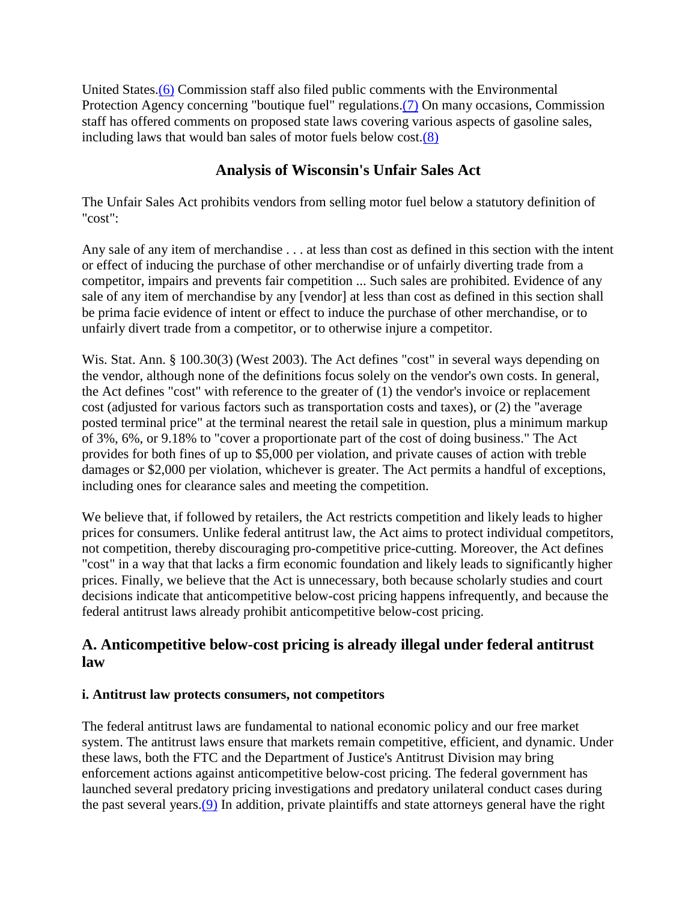United States.(6) Commission staff also filed public comments with the Environmental Protection Agency concerning "boutique fuel" regulations.(7) On many occasions, Commission staff has offered comments on proposed state laws covering various aspects of gasoline sales, including laws that would ban sales of motor fuels below cost.(8)

## Analysis of Wisconsin's Unfair Sales Act

The Unfair Sales Act prohibits vendors from selling motor fuel below a statutory definition of "cost":

Any sale of any item of merchandise . . . at less than cost as defined in this section with the intent or effect of inducing the purchase of other merchandise or of unfairly diverting trade from a competitor, impairs and prevents fair competition ... Such sales are prohibited. Evidence of any sale of any item of merchandise by any [vendor] at less than cost as defined in this section shall be prima facie evidence of intent or effect to induce the purchase of other merchandise, or to unfairly divert trade from a competitor, or to otherwise injure a competitor.

Wis. Stat. Ann. § 100.30(3) (West 2003). The Act defines "cost" in several ways depending on the vendor, although none of the definitions focus solely on the vendor's own costs. In general, the Act defines "cost" with reference to the greater of (1) the vendor's invoice or replacement cost (adjusted for various factors such as transportation costs and taxes), or (2) the "average posted terminal price" at the terminal nearest the retail sale in question, plus a minimum markup of 3%, 6%, or 9.18% to "cover a proportionate part of the cost of doing business." The Act provides for both fines of up to $5,000 per violation, and private causes of action with treble damages or $2,000 per violation, whichever is greater. The Act permits a handful of exceptions, including ones for clearance sales and meeting the competition.

We believe that, if followed by retailers, the Act restricts competition and likely leads to higher prices for consumers. Unlike federal antitrust law, the Act aims to protect individual competitors, not competition, thereby discouraging pro-competitive price-cutting. Moreover, the Act defines "cost" in a way that that lacks a firm economic foundation and likely leads to significantly higher prices. Finally, we believe that the Act is unnecessary, both because scholarly studies and court decisions indicate that anticompetitive below-cost pricing happens infrequently, and because the federal antitrust laws already prohibit anticompetitive below-cost pricing.

### A. Anticompetitive below-cost pricing is already illegal under federal antitrust law

#### i. Antitrust law protects consumers, not competitors

The federal antitrust laws are fundamental to national economic policy and our free market system. The antitrust laws ensure that markets remain competitive, efficient, and dynamic. Under these laws, both the FTC and the Department of Justice's Antitrust Division may bring enforcement actions against anticompetitive below-cost pricing. The federal government has launched several predatory pricing investigations and predatory unilateral conduct cases during the past several years.(9) In addition, private plaintiffs and state attorneys general have the right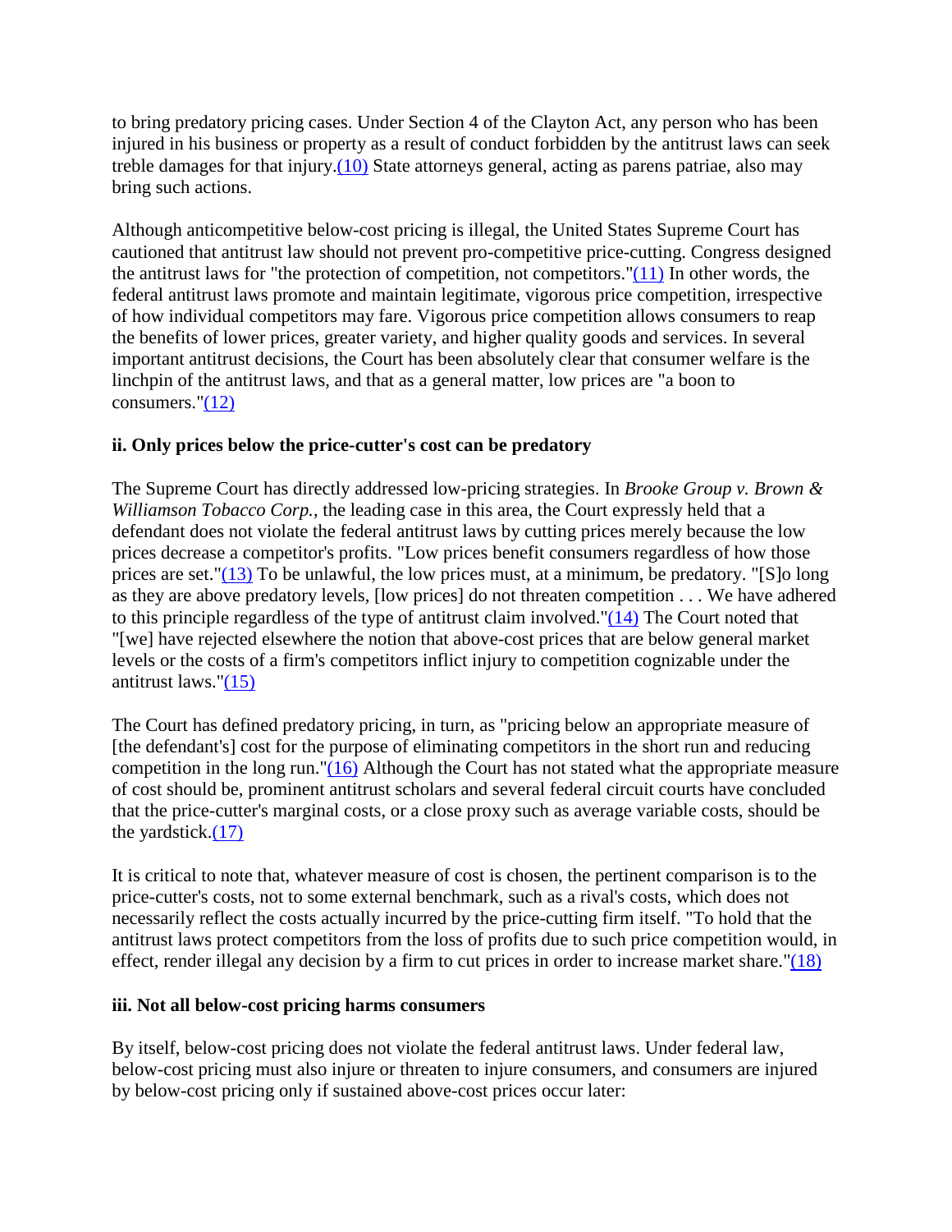to bring predatory pricing cases. Under Section 4 of the Clayton Act, any person who has been injured in his business or property as a result of conduct forbidden by the antitrust laws can seek treble damages for that injury.[(10)] State attorneys general, acting as parens patriae, also may bring such actions.

Although anticompetitive below-cost pricing is illegal, the United States Supreme Court has cautioned that antitrust law should not prevent pro-competitive price-cutting. Congress designed the antitrust laws for "the protection of competition, not competitors."[(11)] In other words, the federal antitrust laws promote and maintain legitimate, vigorous price competition, irrespective of how individual competitors may fare. Vigorous price competition allows consumers to reap the benefits of lower prices, greater variety, and higher quality goods and services. In several important antitrust decisions, the Court has been absolutely clear that consumer welfare is the linchpin of the antitrust laws, and that as a general matter, low prices are "a boon to consumers."[(12)]

### ii. Only prices below the price-cutter's cost can be predatory

The Supreme Court has directly addressed low-pricing strategies. In *Brooke Group v. Brown & Williamson Tobacco Corp.*, the leading case in this area, the Court expressly held that a defendant does not violate the federal antitrust laws by cutting prices merely because the low prices decrease a competitor's profits. "Low prices benefit consumers regardless of how those prices are set."[(13)] To be unlawful, the low prices must, at a minimum, be predatory. "[S]o long as they are above predatory levels, [low prices] do not threaten competition . . . We have adhered to this principle regardless of the type of antitrust claim involved."[(14)] The Court noted that "[we] have rejected elsewhere the notion that above-cost prices that are below general market levels or the costs of a firm's competitors inflict injury to competition cognizable under the antitrust laws."[(15)]

The Court has defined predatory pricing, in turn, as "pricing below an appropriate measure of [the defendant's] cost for the purpose of eliminating competitors in the short run and reducing competition in the long run."[(16)] Although the Court has not stated what the appropriate measure of cost should be, prominent antitrust scholars and several federal circuit courts have concluded that the price-cutter's marginal costs, or a close proxy such as average variable costs, should be the yardstick.[(17)]

It is critical to note that, whatever measure of cost is chosen, the pertinent comparison is to the price-cutter's costs, not to some external benchmark, such as a rival's costs, which does not necessarily reflect the costs actually incurred by the price-cutting firm itself. "To hold that the antitrust laws protect competitors from the loss of profits due to such price competition would, in effect, render illegal any decision by a firm to cut prices in order to increase market share."[(18)]

### iii. Not all below-cost pricing harms consumers

By itself, below-cost pricing does not violate the federal antitrust laws. Under federal law, below-cost pricing must also injure or threaten to injure consumers, and consumers are injured by below-cost pricing only if sustained above-cost prices occur later: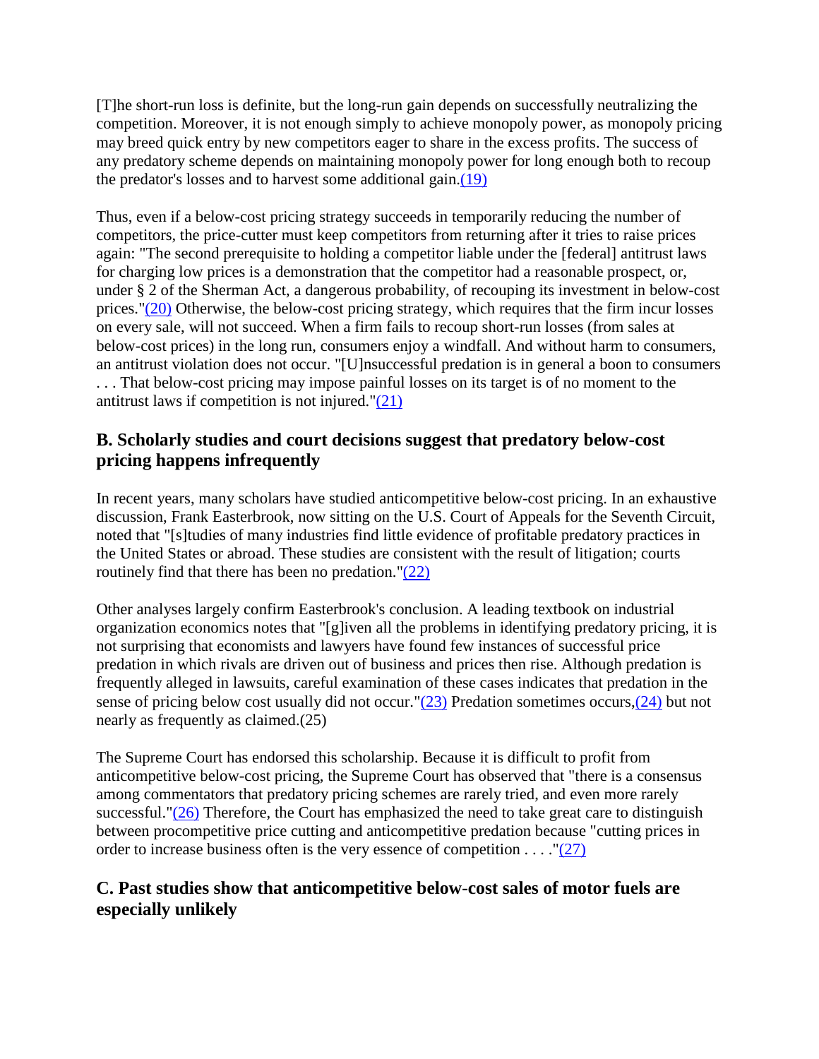[T]he short-run loss is definite, but the long-run gain depends on successfully neutralizing the competition. Moreover, it is not enough simply to achieve monopoly power, as monopoly pricing may breed quick entry by new competitors eager to share in the excess profits. The success of any predatory scheme depends on maintaining monopoly power for long enough both to recoup the predator's losses and to harvest some additional gain.(19)

Thus, even if a below-cost pricing strategy succeeds in temporarily reducing the number of competitors, the price-cutter must keep competitors from returning after it tries to raise prices again: "The second prerequisite to holding a competitor liable under the [federal] antitrust laws for charging low prices is a demonstration that the competitor had a reasonable prospect, or, under § 2 of the Sherman Act, a dangerous probability, of recouping its investment in below-cost prices."(20) Otherwise, the below-cost pricing strategy, which requires that the firm incur losses on every sale, will not succeed. When a firm fails to recoup short-run losses (from sales at below-cost prices) in the long run, consumers enjoy a windfall. And without harm to consumers, an antitrust violation does not occur. "[U]nsuccessful predation is in general a boon to consumers . . . That below-cost pricing may impose painful losses on its target is of no moment to the antitrust laws if competition is not injured."(21)

## B. Scholarly studies and court decisions suggest that predatory below-cost pricing happens infrequently

In recent years, many scholars have studied anticompetitive below-cost pricing. In an exhaustive discussion, Frank Easterbrook, now sitting on the U.S. Court of Appeals for the Seventh Circuit, noted that "[s]tudies of many industries find little evidence of profitable predatory practices in the United States or abroad. These studies are consistent with the result of litigation; courts routinely find that there has been no predation."(22)

Other analyses largely confirm Easterbrook's conclusion. A leading textbook on industrial organization economics notes that "[g]iven all the problems in identifying predatory pricing, it is not surprising that economists and lawyers have found few instances of successful price predation in which rivals are driven out of business and prices then rise. Although predation is frequently alleged in lawsuits, careful examination of these cases indicates that predation in the sense of pricing below cost usually did not occur."(23) Predation sometimes occurs,(24) but not nearly as frequently as claimed.(25)

The Supreme Court has endorsed this scholarship. Because it is difficult to profit from anticompetitive below-cost pricing, the Supreme Court has observed that "there is a consensus among commentators that predatory pricing schemes are rarely tried, and even more rarely successful."(26) Therefore, the Court has emphasized the need to take great care to distinguish between procompetitive price cutting and anticompetitive predation because "cutting prices in order to increase business often is the very essence of competition . . . ."(27)

## C. Past studies show that anticompetitive below-cost sales of motor fuels are especially unlikely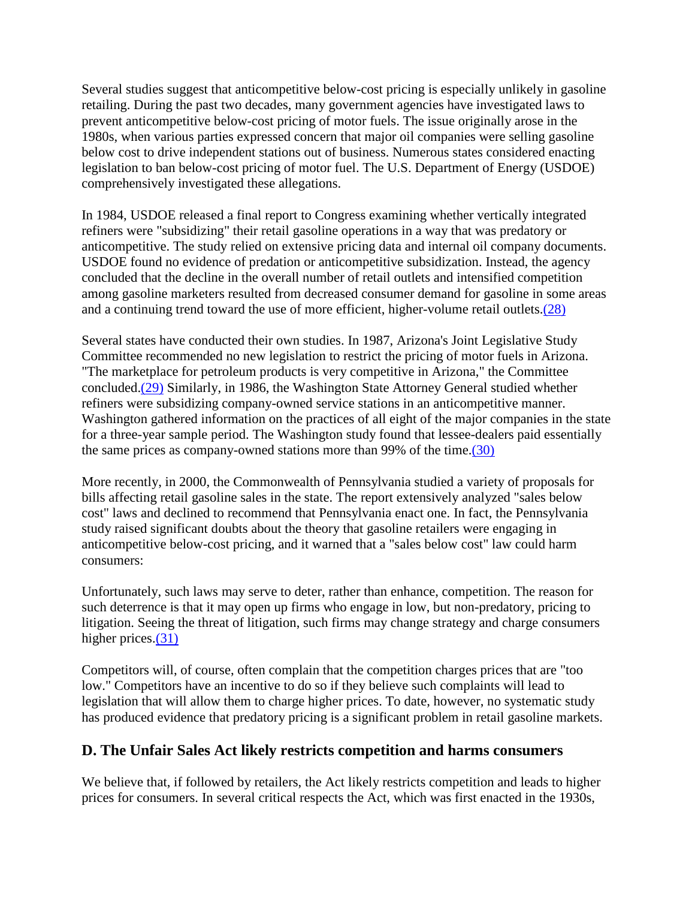Several studies suggest that anticompetitive below-cost pricing is especially unlikely in gasoline retailing. During the past two decades, many government agencies have investigated laws to prevent anticompetitive below-cost pricing of motor fuels. The issue originally arose in the 1980s, when various parties expressed concern that major oil companies were selling gasoline below cost to drive independent stations out of business. Numerous states considered enacting legislation to ban below-cost pricing of motor fuel. The U.S. Department of Energy (USDOE) comprehensively investigated these allegations.

In 1984, USDOE released a final report to Congress examining whether vertically integrated refiners were "subsidizing" their retail gasoline operations in a way that was predatory or anticompetitive. The study relied on extensive pricing data and internal oil company documents. USDOE found no evidence of predation or anticompetitive subsidization. Instead, the agency concluded that the decline in the overall number of retail outlets and intensified competition among gasoline marketers resulted from decreased consumer demand for gasoline in some areas and a continuing trend toward the use of more efficient, higher-volume retail outlets.(28)

Several states have conducted their own studies. In 1987, Arizona's Joint Legislative Study Committee recommended no new legislation to restrict the pricing of motor fuels in Arizona. "The marketplace for petroleum products is very competitive in Arizona," the Committee concluded.(29) Similarly, in 1986, the Washington State Attorney General studied whether refiners were subsidizing company-owned service stations in an anticompetitive manner. Washington gathered information on the practices of all eight of the major companies in the state for a three-year sample period. The Washington study found that lessee-dealers paid essentially the same prices as company-owned stations more than 99% of the time.(30)

More recently, in 2000, the Commonwealth of Pennsylvania studied a variety of proposals for bills affecting retail gasoline sales in the state. The report extensively analyzed "sales below cost" laws and declined to recommend that Pennsylvania enact one. In fact, the Pennsylvania study raised significant doubts about the theory that gasoline retailers were engaging in anticompetitive below-cost pricing, and it warned that a "sales below cost" law could harm consumers:

Unfortunately, such laws may serve to deter, rather than enhance, competition. The reason for such deterrence is that it may open up firms who engage in low, but non-predatory, pricing to litigation. Seeing the threat of litigation, such firms may change strategy and charge consumers higher prices.(31)

Competitors will, of course, often complain that the competition charges prices that are "too low." Competitors have an incentive to do so if they believe such complaints will lead to legislation that will allow them to charge higher prices. To date, however, no systematic study has produced evidence that predatory pricing is a significant problem in retail gasoline markets.

## D. The Unfair Sales Act likely restricts competition and harms consumers

We believe that, if followed by retailers, the Act likely restricts competition and leads to higher prices for consumers. In several critical respects the Act, which was first enacted in the 1930s,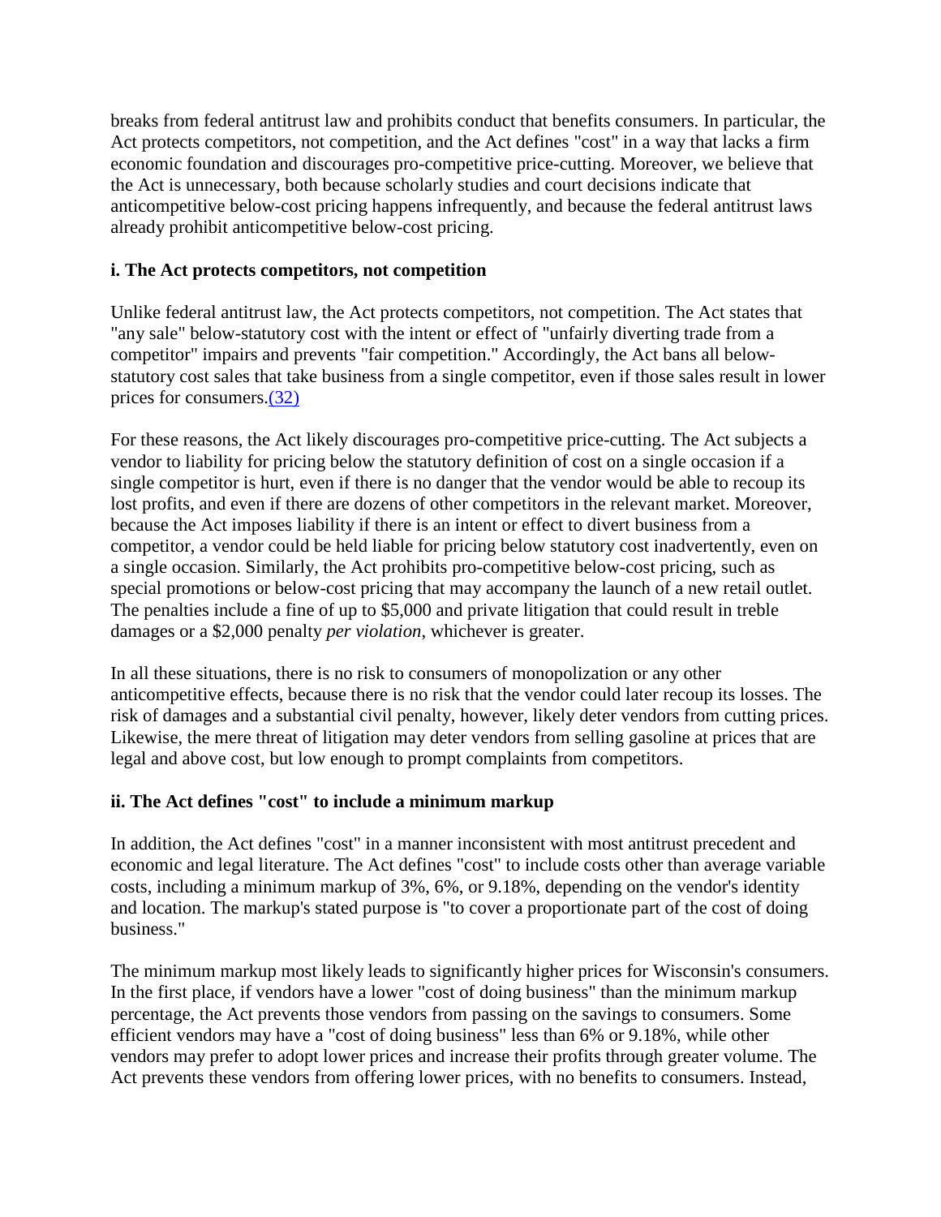breaks from federal antitrust law and prohibits conduct that benefits consumers. In particular, the Act protects competitors, not competition, and the Act defines "cost" in a way that lacks a firm economic foundation and discourages pro-competitive price-cutting. Moreover, we believe that the Act is unnecessary, both because scholarly studies and court decisions indicate that anticompetitive below-cost pricing happens infrequently, and because the federal antitrust laws already prohibit anticompetitive below-cost pricing.

**i. The Act protects competitors, not competition**

Unlike federal antitrust law, the Act protects competitors, not competition. The Act states that "any sale" below-statutory cost with the intent or effect of "unfairly diverting trade from a competitor" impairs and prevents "fair competition." Accordingly, the Act bans all below-statutory cost sales that take business from a single competitor, even if those sales result in lower prices for consumers.(32)

For these reasons, the Act likely discourages pro-competitive price-cutting. The Act subjects a vendor to liability for pricing below the statutory definition of cost on a single occasion if a single competitor is hurt, even if there is no danger that the vendor would be able to recoup its lost profits, and even if there are dozens of other competitors in the relevant market. Moreover, because the Act imposes liability if there is an intent or effect to divert business from a competitor, a vendor could be held liable for pricing below statutory cost inadvertently, even on a single occasion. Similarly, the Act prohibits pro-competitive below-cost pricing, such as special promotions or below-cost pricing that may accompany the launch of a new retail outlet. The penalties include a fine of up to $5,000 and private litigation that could result in treble damages or a $2,000 penalty *per violation*, whichever is greater.

In all these situations, there is no risk to consumers of monopolization or any other anticompetitive effects, because there is no risk that the vendor could later recoup its losses. The risk of damages and a substantial civil penalty, however, likely deter vendors from cutting prices. Likewise, the mere threat of litigation may deter vendors from selling gasoline at prices that are legal and above cost, but low enough to prompt complaints from competitors.

**ii. The Act defines "cost" to include a minimum markup**

In addition, the Act defines "cost" in a manner inconsistent with most antitrust precedent and economic and legal literature. The Act defines "cost" to include costs other than average variable costs, including a minimum markup of 3%, 6%, or 9.18%, depending on the vendor's identity and location. The markup's stated purpose is "to cover a proportionate part of the cost of doing business."

The minimum markup most likely leads to significantly higher prices for Wisconsin's consumers. In the first place, if vendors have a lower "cost of doing business" than the minimum markup percentage, the Act prevents those vendors from passing on the savings to consumers. Some efficient vendors may have a "cost of doing business" less than 6% or 9.18%, while other vendors may prefer to adopt lower prices and increase their profits through greater volume. The Act prevents these vendors from offering lower prices, with no benefits to consumers. Instead,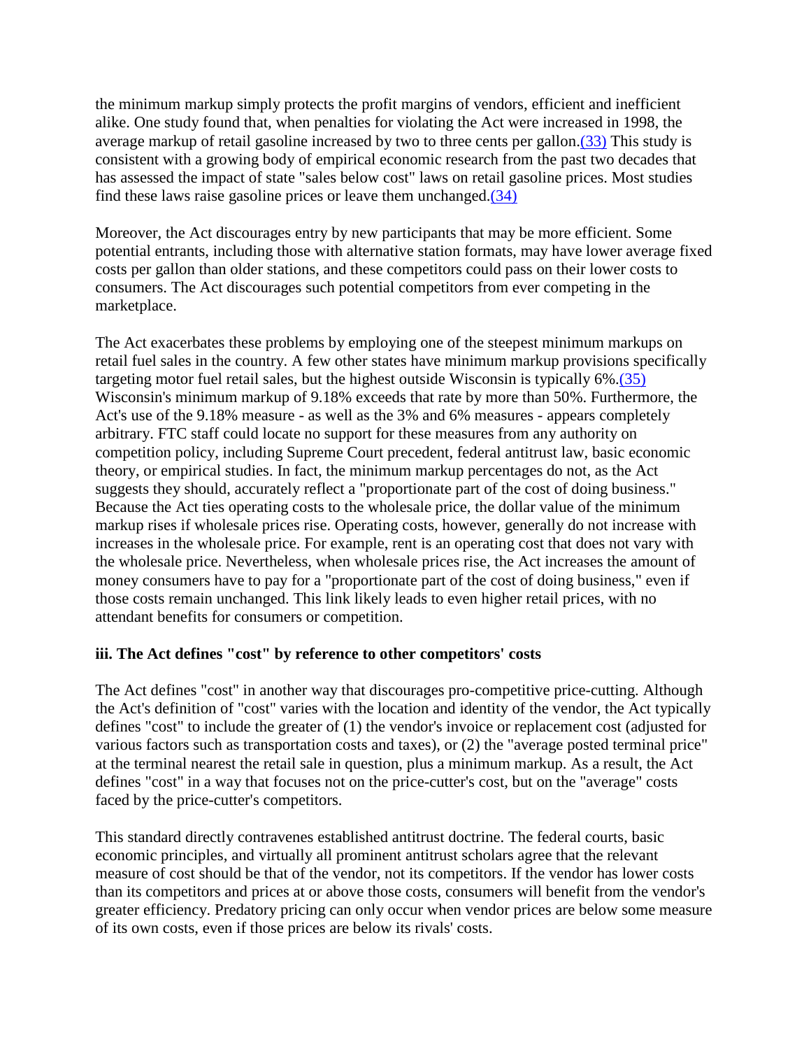the minimum markup simply protects the profit margins of vendors, efficient and inefficient alike. One study found that, when penalties for violating the Act were increased in 1998, the average markup of retail gasoline increased by two to three cents per gallon.(33) This study is consistent with a growing body of empirical economic research from the past two decades that has assessed the impact of state "sales below cost" laws on retail gasoline prices. Most studies find these laws raise gasoline prices or leave them unchanged.(34)

Moreover, the Act discourages entry by new participants that may be more efficient. Some potential entrants, including those with alternative station formats, may have lower average fixed costs per gallon than older stations, and these competitors could pass on their lower costs to consumers. The Act discourages such potential competitors from ever competing in the marketplace.

The Act exacerbates these problems by employing one of the steepest minimum markups on retail fuel sales in the country. A few other states have minimum markup provisions specifically targeting motor fuel retail sales, but the highest outside Wisconsin is typically 6%.(35) Wisconsin's minimum markup of 9.18% exceeds that rate by more than 50%. Furthermore, the Act's use of the 9.18% measure - as well as the 3% and 6% measures - appears completely arbitrary. FTC staff could locate no support for these measures from any authority on competition policy, including Supreme Court precedent, federal antitrust law, basic economic theory, or empirical studies. In fact, the minimum markup percentages do not, as the Act suggests they should, accurately reflect a "proportionate part of the cost of doing business." Because the Act ties operating costs to the wholesale price, the dollar value of the minimum markup rises if wholesale prices rise. Operating costs, however, generally do not increase with increases in the wholesale price. For example, rent is an operating cost that does not vary with the wholesale price. Nevertheless, when wholesale prices rise, the Act increases the amount of money consumers have to pay for a "proportionate part of the cost of doing business," even if those costs remain unchanged. This link likely leads to even higher retail prices, with no attendant benefits for consumers or competition.

### iii. The Act defines "cost" by reference to other competitors' costs

The Act defines "cost" in another way that discourages pro-competitive price-cutting. Although the Act's definition of "cost" varies with the location and identity of the vendor, the Act typically defines "cost" to include the greater of (1) the vendor's invoice or replacement cost (adjusted for various factors such as transportation costs and taxes), or (2) the "average posted terminal price" at the terminal nearest the retail sale in question, plus a minimum markup. As a result, the Act defines "cost" in a way that focuses not on the price-cutter's cost, but on the "average" costs faced by the price-cutter's competitors.

This standard directly contravenes established antitrust doctrine. The federal courts, basic economic principles, and virtually all prominent antitrust scholars agree that the relevant measure of cost should be that of the vendor, not its competitors. If the vendor has lower costs than its competitors and prices at or above those costs, consumers will benefit from the vendor's greater efficiency. Predatory pricing can only occur when vendor prices are below some measure of its own costs, even if those prices are below its rivals' costs.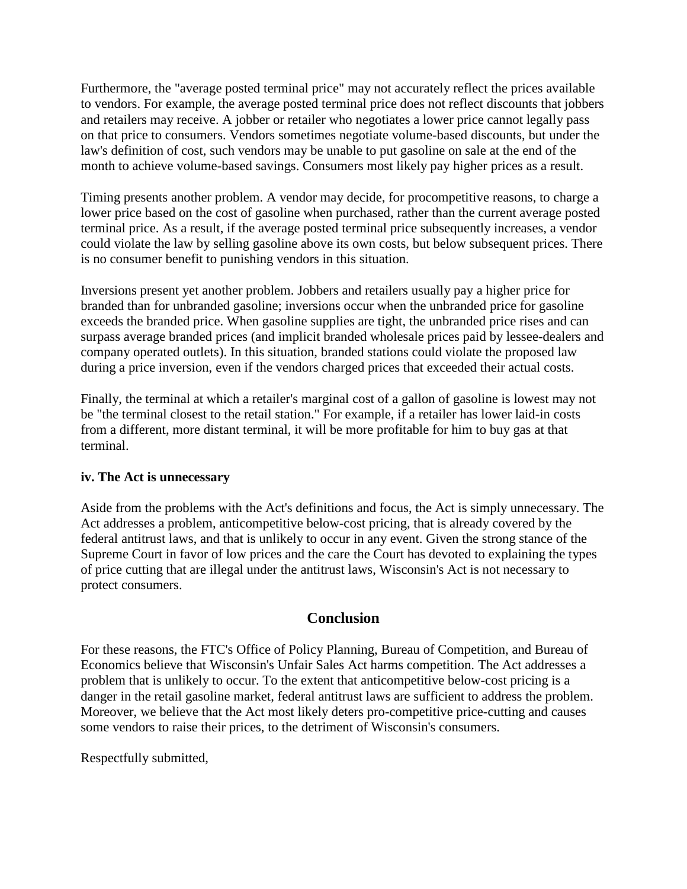Furthermore, the "average posted terminal price" may not accurately reflect the prices available to vendors. For example, the average posted terminal price does not reflect discounts that jobbers and retailers may receive. A jobber or retailer who negotiates a lower price cannot legally pass on that price to consumers. Vendors sometimes negotiate volume-based discounts, but under the law's definition of cost, such vendors may be unable to put gasoline on sale at the end of the month to achieve volume-based savings. Consumers most likely pay higher prices as a result.

Timing presents another problem. A vendor may decide, for procompetitive reasons, to charge a lower price based on the cost of gasoline when purchased, rather than the current average posted terminal price. As a result, if the average posted terminal price subsequently increases, a vendor could violate the law by selling gasoline above its own costs, but below subsequent prices. There is no consumer benefit to punishing vendors in this situation.

Inversions present yet another problem. Jobbers and retailers usually pay a higher price for branded than for unbranded gasoline; inversions occur when the unbranded price for gasoline exceeds the branded price. When gasoline supplies are tight, the unbranded price rises and can surpass average branded prices (and implicit branded wholesale prices paid by lessee-dealers and company operated outlets). In this situation, branded stations could violate the proposed law during a price inversion, even if the vendors charged prices that exceeded their actual costs.

Finally, the terminal at which a retailer's marginal cost of a gallon of gasoline is lowest may not be "the terminal closest to the retail station." For example, if a retailer has lower laid-in costs from a different, more distant terminal, it will be more profitable for him to buy gas at that terminal.

**iv. The Act is unnecessary**

Aside from the problems with the Act's definitions and focus, the Act is simply unnecessary. The Act addresses a problem, anticompetitive below-cost pricing, that is already covered by the federal antitrust laws, and that is unlikely to occur in any event. Given the strong stance of the Supreme Court in favor of low prices and the care the Court has devoted to explaining the types of price cutting that are illegal under the antitrust laws, Wisconsin's Act is not necessary to protect consumers.

## Conclusion

For these reasons, the FTC's Office of Policy Planning, Bureau of Competition, and Bureau of Economics believe that Wisconsin's Unfair Sales Act harms competition. The Act addresses a problem that is unlikely to occur. To the extent that anticompetitive below-cost pricing is a danger in the retail gasoline market, federal antitrust laws are sufficient to address the problem. Moreover, we believe that the Act most likely deters pro-competitive price-cutting and causes some vendors to raise their prices, to the detriment of Wisconsin's consumers.

Respectfully submitted,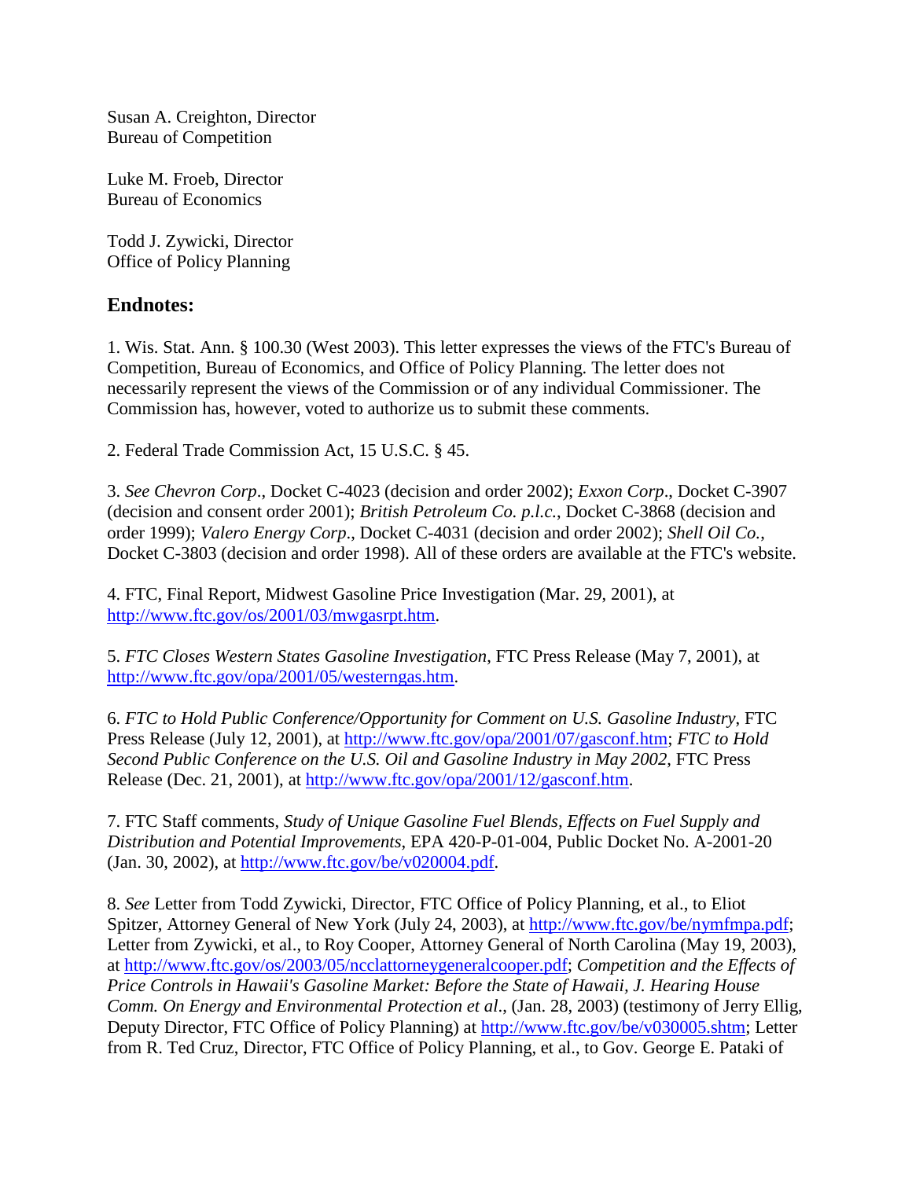Susan A. Creighton, Director
Bureau of Competition

Luke M. Froeb, Director
Bureau of Economics

Todd J. Zywicki, Director
Office of Policy Planning

## Endnotes:

1. Wis. Stat. Ann. § 100.30 (West 2003). This letter expresses the views of the FTC's Bureau of Competition, Bureau of Economics, and Office of Policy Planning. The letter does not necessarily represent the views of the Commission or of any individual Commissioner. The Commission has, however, voted to authorize us to submit these comments.

2. Federal Trade Commission Act, 15 U.S.C. § 45.

3. *See Chevron Corp*., Docket C-4023 (decision and order 2002); *Exxon Corp*., Docket C-3907 (decision and consent order 2001); *British Petroleum Co. p.l.c.*, Docket C-3868 (decision and order 1999); *Valero Energy Corp*., Docket C-4031 (decision and order 2002); *Shell Oil Co.*, Docket C-3803 (decision and order 1998). All of these orders are available at the FTC's website.

4. FTC, Final Report, Midwest Gasoline Price Investigation (Mar. 29, 2001), at http://www.ftc.gov/os/2001/03/mwgasrpt.htm.

5. *FTC Closes Western States Gasoline Investigation*, FTC Press Release (May 7, 2001), at http://www.ftc.gov/opa/2001/05/westerngas.htm.

6. *FTC to Hold Public Conference/Opportunity for Comment on U.S. Gasoline Industry*, FTC Press Release (July 12, 2001), at http://www.ftc.gov/opa/2001/07/gasconf.htm; *FTC to Hold Second Public Conference on the U.S. Oil and Gasoline Industry in May 2002*, FTC Press Release (Dec. 21, 2001), at http://www.ftc.gov/opa/2001/12/gasconf.htm.

7. FTC Staff comments, *Study of Unique Gasoline Fuel Blends, Effects on Fuel Supply and Distribution and Potential Improvements*, EPA 420-P-01-004, Public Docket No. A-2001-20 (Jan. 30, 2002), at http://www.ftc.gov/be/v020004.pdf.

8. *See* Letter from Todd Zywicki, Director, FTC Office of Policy Planning, et al., to Eliot Spitzer, Attorney General of New York (July 24, 2003), at http://www.ftc.gov/be/nymfmpa.pdf; Letter from Zywicki, et al., to Roy Cooper, Attorney General of North Carolina (May 19, 2003), at http://www.ftc.gov/os/2003/05/ncclattorneygeneralcooper.pdf; *Competition and the Effects of Price Controls in Hawaii's Gasoline Market: Before the State of Hawaii, J. Hearing House Comm. On Energy and Environmental Protection et al.*, (Jan. 28, 2003) (testimony of Jerry Ellig, Deputy Director, FTC Office of Policy Planning) at http://www.ftc.gov/be/v030005.shtm; Letter from R. Ted Cruz, Director, FTC Office of Policy Planning, et al., to Gov. George E. Pataki of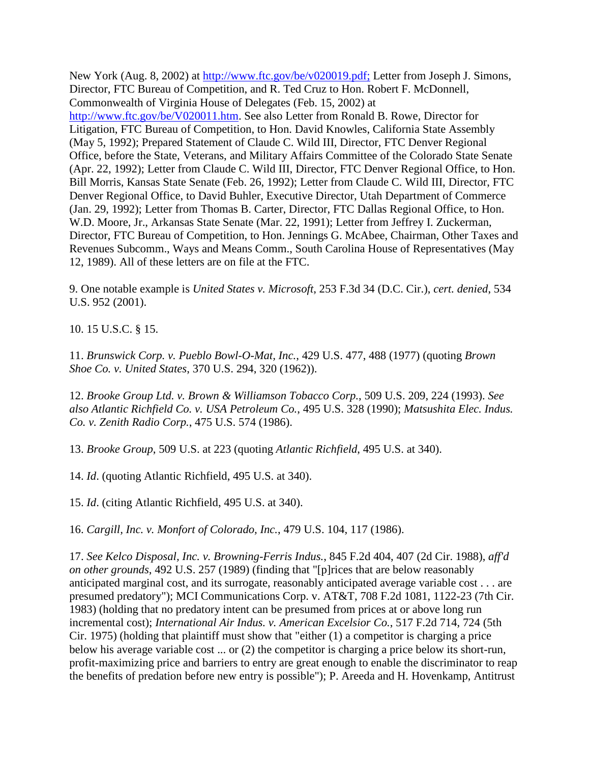New York (Aug. 8, 2002) at [http://www.ftc.gov/be/v020019.pdf;](http://www.ftc.gov/be/v020019.pdf) Letter from Joseph J. Simons, Director, FTC Bureau of Competition, and R. Ted Cruz to Hon. Robert F. McDonnell, Commonwealth of Virginia House of Delegates (Feb. 15, 2002) at [http://www.ftc.gov/be/V020011.htm](http://www.ftc.gov/be/V020011.htm). See also Letter from Ronald B. Rowe, Director for Litigation, FTC Bureau of Competition, to Hon. David Knowles, California State Assembly (May 5, 1992); Prepared Statement of Claude C. Wild III, Director, FTC Denver Regional Office, before the State, Veterans, and Military Affairs Committee of the Colorado State Senate (Apr. 22, 1992); Letter from Claude C. Wild III, Director, FTC Denver Regional Office, to Hon. Bill Morris, Kansas State Senate (Feb. 26, 1992); Letter from Claude C. Wild III, Director, FTC Denver Regional Office, to David Buhler, Executive Director, Utah Department of Commerce (Jan. 29, 1992); Letter from Thomas B. Carter, Director, FTC Dallas Regional Office, to Hon. W.D. Moore, Jr., Arkansas State Senate (Mar. 22, 1991); Letter from Jeffrey I. Zuckerman, Director, FTC Bureau of Competition, to Hon. Jennings G. McAbee, Chairman, Other Taxes and Revenues Subcomm., Ways and Means Comm., South Carolina House of Representatives (May 12, 1989). All of these letters are on file at the FTC.

9. One notable example is *United States v. Microsoft*, 253 F.3d 34 (D.C. Cir.), *cert. denied*, 534 U.S. 952 (2001).

10. 15 U.S.C. § 15.

11. *Brunswick Corp. v. Pueblo Bowl-O-Mat, Inc.*, 429 U.S. 477, 488 (1977) (quoting *Brown Shoe Co. v. United States*, 370 U.S. 294, 320 (1962)).

12. *Brooke Group Ltd. v. Brown & Williamson Tobacco Corp.*, 509 U.S. 209, 224 (1993). *See also Atlantic Richfield Co. v. USA Petroleum Co.*, 495 U.S. 328 (1990); *Matsushita Elec. Indus. Co. v. Zenith Radio Corp.*, 475 U.S. 574 (1986).

13. *Brooke Group*, 509 U.S. at 223 (quoting *Atlantic Richfield*, 495 U.S. at 340).

14. *Id*. (quoting Atlantic Richfield, 495 U.S. at 340).

15. *Id*. (citing Atlantic Richfield, 495 U.S. at 340).

16. *Cargill, Inc. v. Monfort of Colorado, Inc.*, 479 U.S. 104, 117 (1986).

17. *See Kelco Disposal, Inc. v. Browning-Ferris Indus.*, 845 F.2d 404, 407 (2d Cir. 1988), *aff'd on other grounds*, 492 U.S. 257 (1989) (finding that "[p]rices that are below reasonably anticipated marginal cost, and its surrogate, reasonably anticipated average variable cost . . . are presumed predatory"); MCI Communications Corp. v. AT&T, 708 F.2d 1081, 1122-23 (7th Cir. 1983) (holding that no predatory intent can be presumed from prices at or above long run incremental cost); *International Air Indus. v. American Excelsior Co.*, 517 F.2d 714, 724 (5th Cir. 1975) (holding that plaintiff must show that "either (1) a competitor is charging a price below his average variable cost ... or (2) the competitor is charging a price below its short-run, profit-maximizing price and barriers to entry are great enough to enable the discriminator to reap the benefits of predation before new entry is possible"); P. Areeda and H. Hovenkamp, Antitrust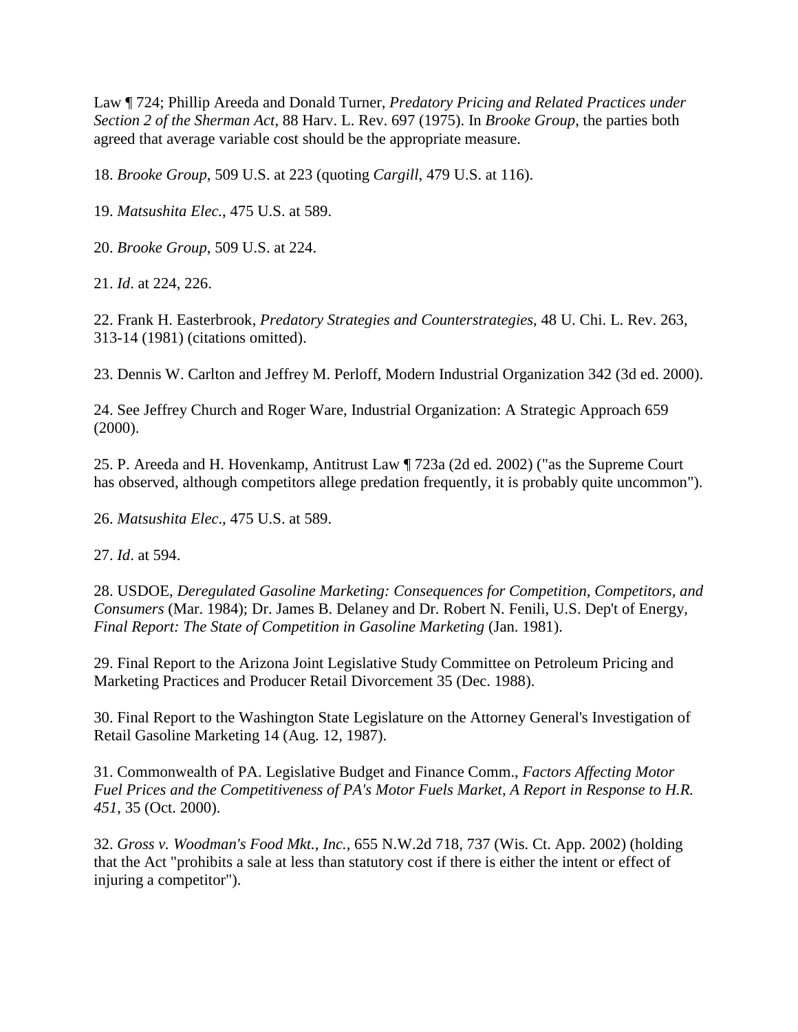Law ¶ 724; Phillip Areeda and Donald Turner, *Predatory Pricing and Related Practices under Section 2 of the Sherman Act*, 88 Harv. L. Rev. 697 (1975). In *Brooke Group*, the parties both agreed that average variable cost should be the appropriate measure.

18. *Brooke Group*, 509 U.S. at 223 (quoting *Cargill*, 479 U.S. at 116).

19. *Matsushita Elec.*, 475 U.S. at 589.

20. *Brooke Group*, 509 U.S. at 224.

21. *Id*. at 224, 226.

22. Frank H. Easterbrook, *Predatory Strategies and Counterstrategies*, 48 U. Chi. L. Rev. 263, 313-14 (1981) (citations omitted).

23. Dennis W. Carlton and Jeffrey M. Perloff, Modern Industrial Organization 342 (3d ed. 2000).

24. See Jeffrey Church and Roger Ware, Industrial Organization: A Strategic Approach 659 (2000).

25. P. Areeda and H. Hovenkamp, Antitrust Law ¶ 723a (2d ed. 2002) ("as the Supreme Court has observed, although competitors allege predation frequently, it is probably quite uncommon").

26. *Matsushita Elec*., 475 U.S. at 589.

27. *Id*. at 594.

28. USDOE, *Deregulated Gasoline Marketing: Consequences for Competition, Competitors, and Consumers* (Mar. 1984); Dr. James B. Delaney and Dr. Robert N. Fenili, U.S. Dep't of Energy, *Final Report: The State of Competition in Gasoline Marketing* (Jan. 1981).

29. Final Report to the Arizona Joint Legislative Study Committee on Petroleum Pricing and Marketing Practices and Producer Retail Divorcement 35 (Dec. 1988).

30. Final Report to the Washington State Legislature on the Attorney General's Investigation of Retail Gasoline Marketing 14 (Aug. 12, 1987).

31. Commonwealth of PA. Legislative Budget and Finance Comm., *Factors Affecting Motor Fuel Prices and the Competitiveness of PA's Motor Fuels Market, A Report in Response to H.R. 451*, 35 (Oct. 2000).

32. *Gross v. Woodman's Food Mkt., Inc.*, 655 N.W.2d 718, 737 (Wis. Ct. App. 2002) (holding that the Act "prohibits a sale at less than statutory cost if there is either the intent or effect of injuring a competitor").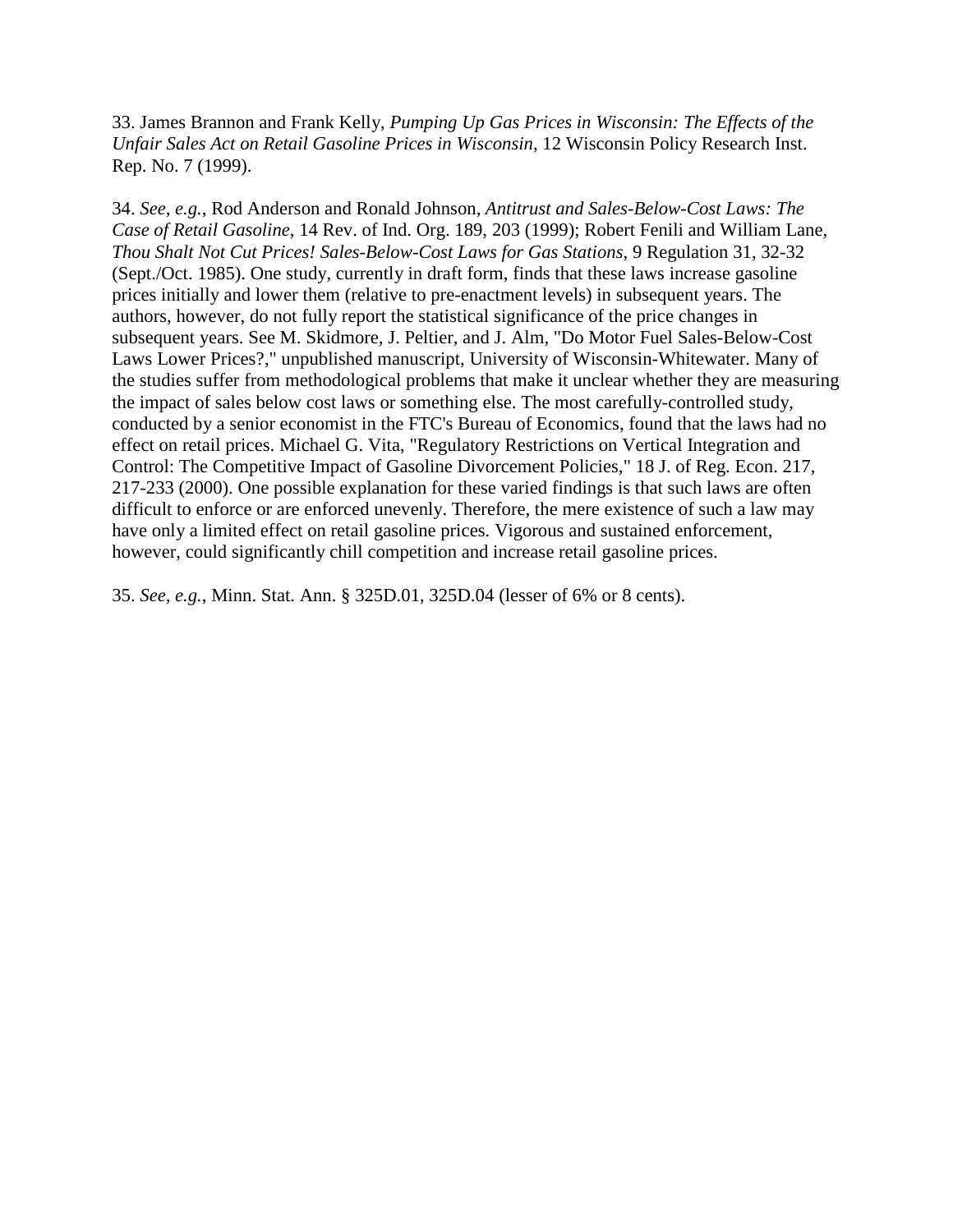33. James Brannon and Frank Kelly, *Pumping Up Gas Prices in Wisconsin: The Effects of the Unfair Sales Act on Retail Gasoline Prices in Wisconsin*, 12 Wisconsin Policy Research Inst. Rep. No. 7 (1999).

34. *See, e.g.*, Rod Anderson and Ronald Johnson, *Antitrust and Sales-Below-Cost Laws: The Case of Retail Gasoline*, 14 Rev. of Ind. Org. 189, 203 (1999); Robert Fenili and William Lane, *Thou Shalt Not Cut Prices! Sales-Below-Cost Laws for Gas Stations*, 9 Regulation 31, 32-32 (Sept./Oct. 1985). One study, currently in draft form, finds that these laws increase gasoline prices initially and lower them (relative to pre-enactment levels) in subsequent years. The authors, however, do not fully report the statistical significance of the price changes in subsequent years. See M. Skidmore, J. Peltier, and J. Alm, "Do Motor Fuel Sales-Below-Cost Laws Lower Prices?," unpublished manuscript, University of Wisconsin-Whitewater. Many of the studies suffer from methodological problems that make it unclear whether they are measuring the impact of sales below cost laws or something else. The most carefully-controlled study, conducted by a senior economist in the FTC's Bureau of Economics, found that the laws had no effect on retail prices. Michael G. Vita, "Regulatory Restrictions on Vertical Integration and Control: The Competitive Impact of Gasoline Divorcement Policies," 18 J. of Reg. Econ. 217, 217-233 (2000). One possible explanation for these varied findings is that such laws are often difficult to enforce or are enforced unevenly. Therefore, the mere existence of such a law may have only a limited effect on retail gasoline prices. Vigorous and sustained enforcement, however, could significantly chill competition and increase retail gasoline prices.

35. *See, e.g.*, Minn. Stat. Ann. § 325D.01, 325D.04 (lesser of 6% or 8 cents).